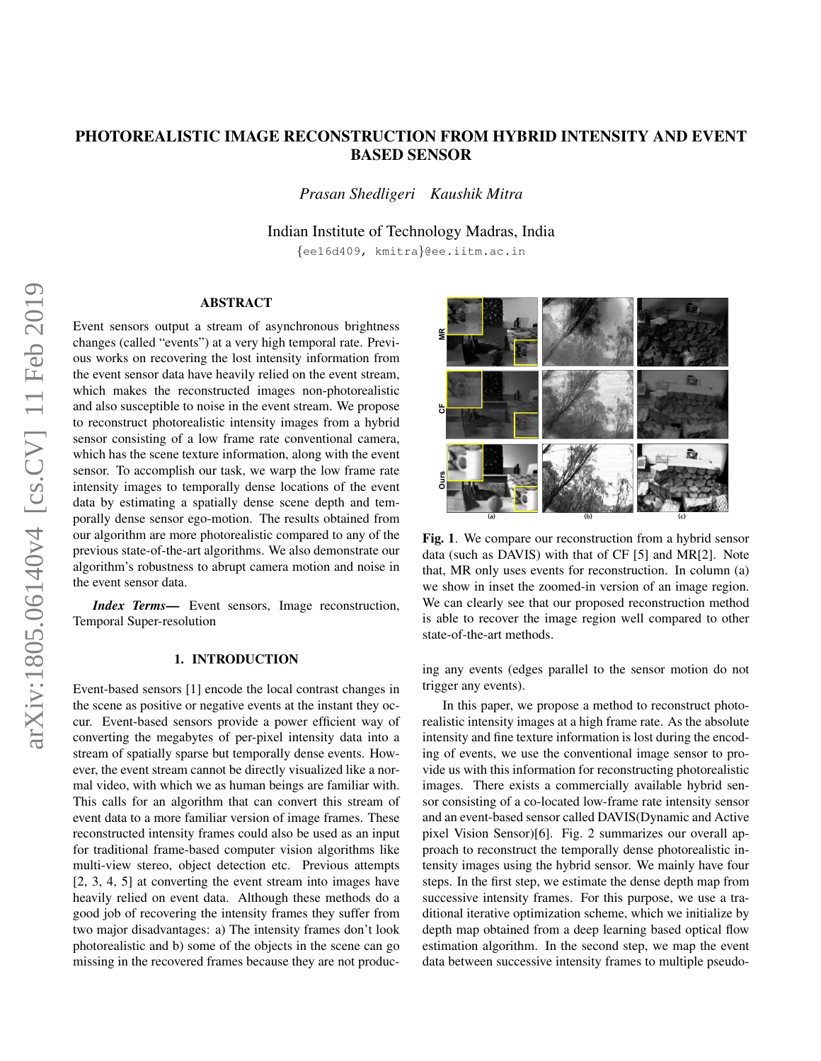# PHOTOREALISTIC IMAGE RECONSTRUCTION FROM HYBRID INTENSITY AND EVENT BASED SENSOR

*Prasan Shedligeri    Kaushik Mitra*

Indian Institute of Technology Madras, India

{ee16d409, kmitra}@ee.iitm.ac.in

## ABSTRACT

Event sensors output a stream of asynchronous brightness changes (called "events") at a very high temporal rate. Previous works on recovering the lost intensity information from the event sensor data have heavily relied on the event stream, which makes the reconstructed images non-photorealistic and also susceptible to noise in the event stream. We propose to reconstruct photorealistic intensity images from a hybrid sensor consisting of a low frame rate conventional camera, which has the scene texture information, along with the event sensor. To accomplish our task, we warp the low frame rate intensity images to temporally dense locations of the event data by estimating a spatially dense scene depth and temporally dense sensor ego-motion. The results obtained from our algorithm are more photorealistic compared to any of the previous state-of-the-art algorithms. We also demonstrate our algorithm's robustness to abrupt camera motion and noise in the event sensor data.

***Index Terms*—** Event sensors, Image reconstruction, Temporal Super-resolution

## 1. INTRODUCTION

Event-based sensors [1] encode the local contrast changes in the scene as positive or negative events at the instant they occur. Event-based sensors provide a power efficient way of converting the megabytes of per-pixel intensity data into a stream of spatially sparse but temporally dense events. However, the event stream cannot be directly visualized like a normal video, with which we as human beings are familiar with. This calls for an algorithm that can convert this stream of event data to a more familiar version of image frames. These reconstructed intensity frames could also be used as an input for traditional frame-based computer vision algorithms like multi-view stereo, object detection etc. Previous attempts [2, 3, 4, 5] at converting the event stream into images have heavily relied on event data. Although these methods do a good job of recovering the intensity frames they suffer from two major disadvantages: a) The intensity frames don't look photorealistic and b) some of the objects in the scene can go missing in the recovered frames because they are not producing any events (edges parallel to the sensor motion do not trigger any events).

**Fig. 1**. We compare our reconstruction from a hybrid sensor data (such as DAVIS) with that of CF [5] and MR[2]. Note that, MR only uses events for reconstruction. In column (a) we show in inset the zoomed-in version of an image region. We can clearly see that our proposed reconstruction method is able to recover the image region well compared to other state-of-the-art methods.

In this paper, we propose a method to reconstruct photorealistic intensity images at a high frame rate. As the absolute intensity and fine texture information is lost during the encoding of events, we use the conventional image sensor to provide us with this information for reconstructing photorealistic images. There exists a commercially available hybrid sensor consisting of a co-located low-frame rate intensity sensor and an event-based sensor called DAVIS(Dynamic and Active pixel Vision Sensor)[6]. Fig. 2 summarizes our overall approach to reconstruct the temporally dense photorealistic intensity images using the hybrid sensor. We mainly have four steps. In the first step, we estimate the dense depth map from successive intensity frames. For this purpose, we use a traditional iterative optimization scheme, which we initialize by depth map obtained from a deep learning based optical flow estimation algorithm. In the second step, we map the event data between successive intensity frames to multiple pseudo-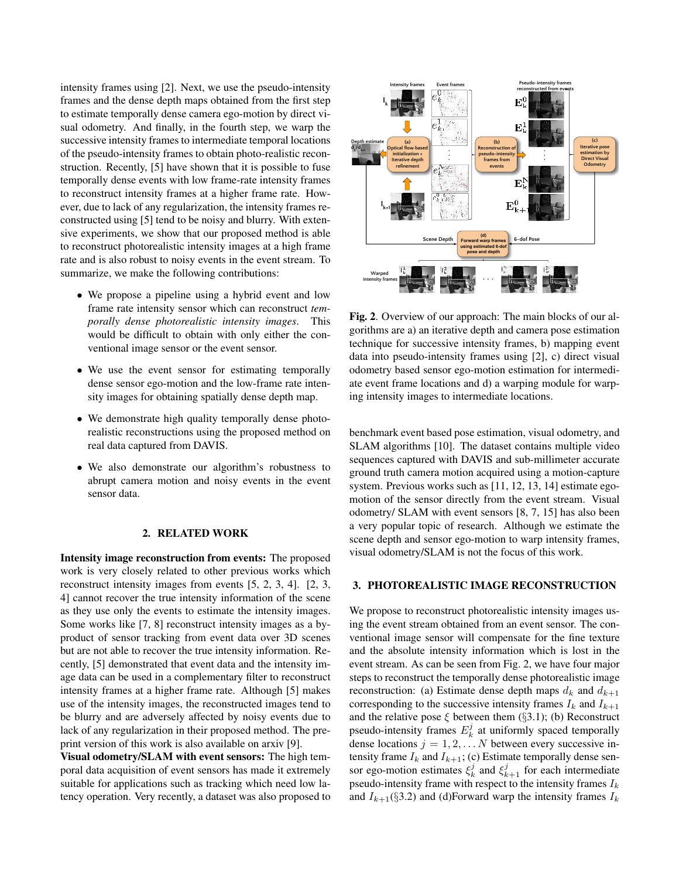intensity frames using [2]. Next, we use the pseudo-intensity frames and the dense depth maps obtained from the first step to estimate temporally dense camera ego-motion by direct visual odometry. And finally, in the fourth step, we warp the successive intensity frames to intermediate temporal locations of the pseudo-intensity frames to obtain photo-realistic reconstruction. Recently, [5] have shown that it is possible to fuse temporally dense events with low frame-rate intensity frames to reconstruct intensity frames at a higher frame rate. However, due to lack of any regularization, the intensity frames reconstructed using [5] tend to be noisy and blurry. With extensive experiments, we show that our proposed method is able to reconstruct photorealistic intensity images at a high frame rate and is also robust to noisy events in the event stream. To summarize, we make the following contributions:

- We propose a pipeline using a hybrid event and low frame rate intensity sensor which can reconstruct *temporally dense photorealistic intensity images*. This would be difficult to obtain with only either the conventional image sensor or the event sensor.
- We use the event sensor for estimating temporally dense sensor ego-motion and the low-frame rate intensity images for obtaining spatially dense depth map.
- We demonstrate high quality temporally dense photorealistic reconstructions using the proposed method on real data captured from DAVIS.
- We also demonstrate our algorithm's robustness to abrupt camera motion and noisy events in the event sensor data.

## 2. RELATED WORK

**Intensity image reconstruction from events:** The proposed work is very closely related to other previous works which reconstruct intensity images from events [5, 2, 3, 4]. [2, 3, 4] cannot recover the true intensity information of the scene as they use only the events to estimate the intensity images. Some works like [7, 8] reconstruct intensity images as a by-product of sensor tracking from event data over 3D scenes but are not able to recover the true intensity information. Recently, [5] demonstrated that event data and the intensity image data can be used in a complementary filter to reconstruct intensity frames at a higher frame rate. Although [5] makes use of the intensity images, the reconstructed images tend to be blurry and are adversely affected by noisy events due to lack of any regularization in their proposed method. The preprint version of this work is also available on arxiv [9].

**Visual odometry/SLAM with event sensors:** The high temporal data acquisition of event sensors has made it extremely suitable for applications such as tracking which need low latency operation. Very recently, a dataset was also proposed to

**Fig. 2**. Overview of our approach: The main blocks of our algorithms are a) an iterative depth and camera pose estimation technique for successive intensity frames, b) mapping event data into pseudo-intensity frames using [2], c) direct visual odometry based sensor ego-motion estimation for intermediate event frame locations and d) a warping module for warping intensity images to intermediate locations.

benchmark event based pose estimation, visual odometry, and SLAM algorithms [10]. The dataset contains multiple video sequences captured with DAVIS and sub-millimeter accurate ground truth camera motion acquired using a motion-capture system. Previous works such as [11, 12, 13, 14] estimate ego-motion of the sensor directly from the event stream. Visual odometry/ SLAM with event sensors [8, 7, 15] has also been a very popular topic of research. Although we estimate the scene depth and sensor ego-motion to warp intensity frames, visual odometry/SLAM is not the focus of this work.

## 3. PHOTOREALISTIC IMAGE RECONSTRUCTION

We propose to reconstruct photorealistic intensity images using the event stream obtained from an event sensor. The conventional image sensor will compensate for the fine texture and the absolute intensity information which is lost in the event stream. As can be seen from Fig. 2, we have four major steps to reconstruct the temporally dense photorealistic image reconstruction: (a) Estimate dense depth maps $d_k$ and $d_{k+1}$ corresponding to the successive intensity frames $I_k$ and $I_{k+1}$ and the relative pose $\xi$ between them (§3.1); (b) Reconstruct pseudo-intensity frames $E_k^j$ at uniformly spaced temporally dense locations $j = 1, 2, \ldots N$ between every successive intensity frame $I_k$ and $I_{k+1}$; (c) Estimate temporally dense sensor ego-motion estimates $\xi_k^j$ and $\xi_{k+1}^j$ for each intermediate pseudo-intensity frame with respect to the intensity frames $I_k$ and $I_{k+1}$(§3.2) and (d)Forward warp the intensity frames $I_k$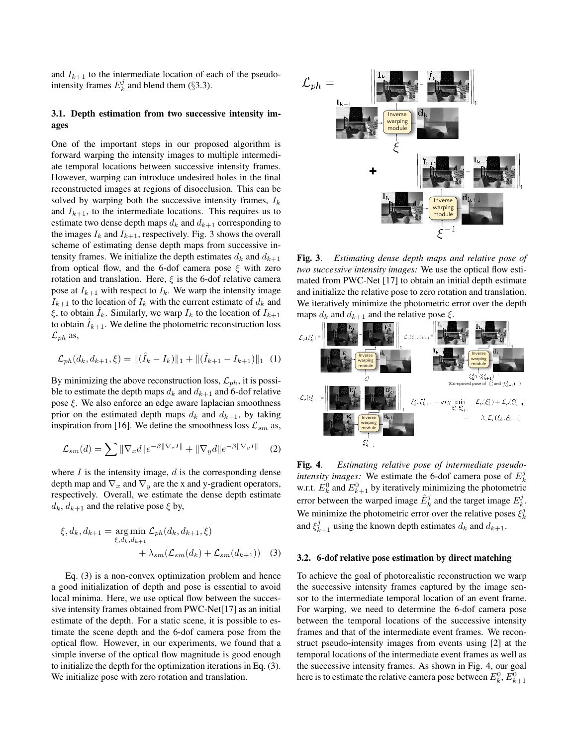and $I_{k+1}$ to the intermediate location of each of the pseudo-intensity frames $E_k^j$ and blend them (§3.3).

### 3.1. Depth estimation from two successive intensity images

One of the important steps in our proposed algorithm is forward warping the intensity images to multiple intermediate temporal locations between successive intensity frames. However, warping can introduce undesired holes in the final reconstructed images at regions of disocclusion. This can be solved by warping both the successive intensity frames, $I_k$ and $I_{k+1}$, to the intermediate locations. This requires us to estimate two dense depth maps $d_k$ and $d_{k+1}$ corresponding to the images $I_k$ and $I_{k+1}$, respectively. Fig. 3 shows the overall scheme of estimating dense depth maps from successive intensity frames. We initialize the depth estimates $d_k$ and $d_{k+1}$ from optical flow, and the 6-dof camera pose $\xi$ with zero rotation and translation. Here, $\xi$ is the 6-dof relative camera pose at $I_{k+1}$ with respect to $I_k$. We warp the intensity image $I_{k+1}$ to the location of $I_k$ with the current estimate of $d_k$ and $\xi$, to obtain $\hat{I}_k$. Similarly, we warp $I_k$ to the location of $I_{k+1}$ to obtain $\hat{I}_{k+1}$. We define the photometric reconstruction loss $\mathcal{L}_{ph}$ as,

$$\mathcal{L}_{ph}(d_k, d_{k+1}, \xi) = \|(\hat{I}_k - I_k)\|_1 + \|(\hat{I}_{k+1} - I_{k+1})\|_1 \quad (1)$$

By minimizing the above reconstruction loss, $\mathcal{L}_{ph}$, it is possible to estimate the depth maps $d_k$ and $d_{k+1}$ and 6-dof relative pose $\xi$. We also enforce an edge aware laplacian smoothness prior on the estimated depth maps $d_k$ and $d_{k+1}$, by taking inspiration from [16]. We define the smoothness loss $\mathcal{L}_{sm}$ as,

$$\mathcal{L}_{sm}(d) = \sum \|\nabla_x d\| e^{-\beta\|\nabla_x I\|} + \|\nabla_y d\| e^{-\beta\|\nabla_y I\|} \quad (2)$$

where $I$ is the intensity image, $d$ is the corresponding dense depth map and $\nabla_x$ and $\nabla_y$ are the x and y-gradient operators, respectively. Overall, we estimate the dense depth estimate $d_k$, $d_{k+1}$ and the relative pose $\xi$ by,

$$\xi, d_k, d_{k+1} = \underset{\xi, d_k, d_{k+1}}{\arg\min}\ \mathcal{L}_{ph}(d_k, d_{k+1}, \xi) + \lambda_{sm}(\mathcal{L}_{sm}(d_k) + \mathcal{L}_{sm}(d_{k+1})) \quad (3)$$

Eq. (3) is a non-convex optimization problem and hence a good initialization of depth and pose is essential to avoid local minima. Here, we use optical flow between the successive intensity frames obtained from PWC-Net[17] as an initial estimate of the depth. For a static scene, it is possible to estimate the scene depth and the 6-dof camera pose from the optical flow. However, in our experiments, we found that a simple inverse of the optical flow magnitude is good enough to initialize the depth for the optimization iterations in Eq. (3). We initialize pose with zero rotation and translation.

**Fig. 3**. *Estimating dense depth maps and relative pose of two successive intensity images:* We use the optical flow estimated from PWC-Net [17] to obtain an initial depth estimate and initialize the relative pose to zero rotation and translation. We iteratively minimize the photometric error over the depth maps $d_k$ and $d_{k+1}$ and the relative pose $\xi$.

**Fig. 4**. *Estimating relative pose of intermediate pseudo-intensity images:* We estimate the 6-dof camera pose of $E_k^j$ w.r.t. $E_k^0$ and $E_{k+1}^0$ by iteratively minimizing the photometric error between the warped image $\hat{E}_k^j$ and the target image $E_k^j$. We minimize the photometric error over the relative poses $\xi_k^j$ and $\xi_{k+1}^j$ using the known depth estimates $d_k$ and $d_{k+1}$.

### 3.2. 6-dof relative pose estimation by direct matching

To achieve the goal of photorealistic reconstruction we warp the successive intensity frames captured by the image sensor to the intermediate temporal location of an event frame. For warping, we need to determine the 6-dof camera pose between the temporal locations of the successive intensity frames and that of the intermediate event frames. We reconstruct pseudo-intensity images from events using [2] at the temporal locations of the intermediate event frames as well as the successive intensity frames. As shown in Fig. 4, our goal here is to estimate the relative camera pose between $E_k^0$, $E_{k+1}^0$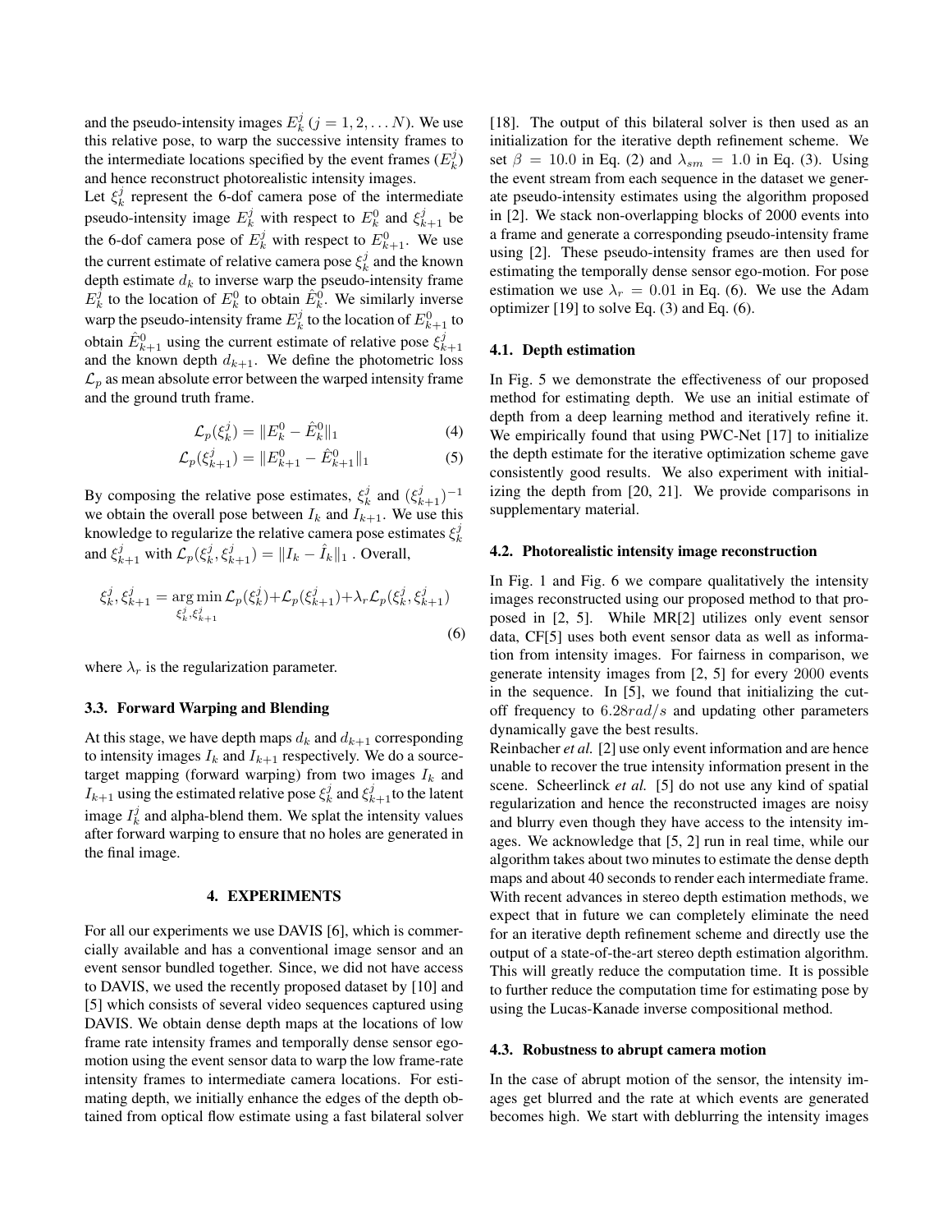and the pseudo-intensity images $E_k^j$ ($j = 1, 2, \ldots N$). We use this relative pose, to warp the successive intensity frames to the intermediate locations specified by the event frames ($E_k^j$) and hence reconstruct photorealistic intensity images.

Let $\xi_k^j$ represent the 6-dof camera pose of the intermediate pseudo-intensity image $E_k^j$ with respect to $E_k^0$ and $\xi_{k+1}^j$ be the 6-dof camera pose of $E_k^j$ with respect to $E_{k+1}^0$. We use the current estimate of relative camera pose $\xi_k^j$ and the known depth estimate $d_k$ to inverse warp the pseudo-intensity frame $E_k^j$ to the location of $E_k^0$ to obtain $\hat{E}_k^0$. We similarly inverse warp the pseudo-intensity frame $E_k^j$ to the location of $E_{k+1}^0$ to obtain $\hat{E}_{k+1}^0$ using the current estimate of relative pose $\xi_{k+1}^j$ and the known depth $d_{k+1}$. We define the photometric loss $\mathcal{L}_p$ as mean absolute error between the warped intensity frame and the ground truth frame.

$$\mathcal{L}_p(\xi_k^j) = \|E_k^0 - \hat{E}_k^0\|_1 \tag{4}$$

$$\mathcal{L}_p(\xi_{k+1}^j) = \|E_{k+1}^0 - \hat{E}_{k+1}^0\|_1 \tag{5}$$

By composing the relative pose estimates, $\xi_k^j$ and $(\xi_{k+1}^j)^{-1}$ we obtain the overall pose between $I_k$ and $I_{k+1}$. We use this knowledge to regularize the relative camera pose estimates $\xi_k^j$ and $\xi_{k+1}^j$ with $\mathcal{L}_p(\xi_k^j, \xi_{k+1}^j) = \|I_k - \hat{I}_k\|_1$ . Overall,

$$\xi_k^j, \xi_{k+1}^j = \underset{\xi_k^j, \xi_{k+1}^j}{\arg\min}\, \mathcal{L}_p(\xi_k^j) + \mathcal{L}_p(\xi_{k+1}^j) + \lambda_r \mathcal{L}_p(\xi_k^j, \xi_{k+1}^j) \tag{6}$$

where $\lambda_r$ is the regularization parameter.

### 3.3. Forward Warping and Blending

At this stage, we have depth maps $d_k$ and $d_{k+1}$ corresponding to intensity images $I_k$ and $I_{k+1}$ respectively. We do a source-target mapping (forward warping) from two images $I_k$ and $I_{k+1}$ using the estimated relative pose $\xi_k^j$ and $\xi_{k+1}^j$ to the latent image $I_k^j$ and alpha-blend them. We splat the intensity values after forward warping to ensure that no holes are generated in the final image.

## 4. EXPERIMENTS

For all our experiments we use DAVIS [6], which is commercially available and has a conventional image sensor and an event sensor bundled together. Since, we did not have access to DAVIS, we used the recently proposed dataset by [10] and [5] which consists of several video sequences captured using DAVIS. We obtain dense depth maps at the locations of low frame rate intensity frames and temporally dense sensor ego-motion using the event sensor data to warp the low frame-rate intensity frames to intermediate camera locations. For estimating depth, we initially enhance the edges of the depth obtained from optical flow estimate using a fast bilateral solver [18]. The output of this bilateral solver is then used as an initialization for the iterative depth refinement scheme. We set $\beta = 10.0$ in Eq. (2) and $\lambda_{sm} = 1.0$ in Eq. (3). Using the event stream from each sequence in the dataset we generate pseudo-intensity estimates using the algorithm proposed in [2]. We stack non-overlapping blocks of 2000 events into a frame and generate a corresponding pseudo-intensity frame using [2]. These pseudo-intensity frames are then used for estimating the temporally dense sensor ego-motion. For pose estimation we use $\lambda_r = 0.01$ in Eq. (6). We use the Adam optimizer [19] to solve Eq. (3) and Eq. (6).

### 4.1. Depth estimation

In Fig. 5 we demonstrate the effectiveness of our proposed method for estimating depth. We use an initial estimate of depth from a deep learning method and iteratively refine it. We empirically found that using PWC-Net [17] to initialize the depth estimate for the iterative optimization scheme gave consistently good results. We also experiment with initializing the depth from [20, 21]. We provide comparisons in supplementary material.

### 4.2. Photorealistic intensity image reconstruction

In Fig. 1 and Fig. 6 we compare qualitatively the intensity images reconstructed using our proposed method to that proposed in [2, 5]. While MR[2] utilizes only event sensor data, CF[5] uses both event sensor data as well as information from intensity images. For fairness in comparison, we generate intensity images from [2, 5] for every 2000 events in the sequence. In [5], we found that initializing the cutoff frequency to $6.28 rad/s$ and updating other parameters dynamically gave the best results.

Reinbacher *et al.* [2] use only event information and are hence unable to recover the true intensity information present in the scene. Scheerlinck *et al.* [5] do not use any kind of spatial regularization and hence the reconstructed images are noisy and blurry even though they have access to the intensity images. We acknowledge that [5, 2] run in real time, while our algorithm takes about two minutes to estimate the dense depth maps and about 40 seconds to render each intermediate frame. With recent advances in stereo depth estimation methods, we expect that in future we can completely eliminate the need for an iterative depth refinement scheme and directly use the output of a state-of-the-art stereo depth estimation algorithm. This will greatly reduce the computation time. It is possible to further reduce the computation time for estimating pose by using the Lucas-Kanade inverse compositional method.

### 4.3. Robustness to abrupt camera motion

In the case of abrupt motion of the sensor, the intensity images get blurred and the rate at which events are generated becomes high. We start with deblurring the intensity images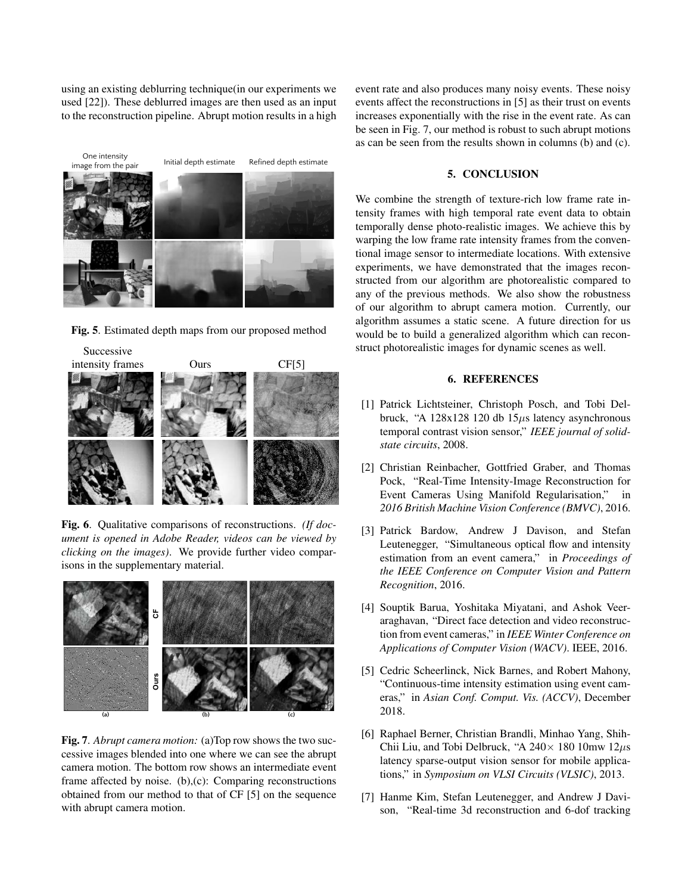using an existing deblurring technique(in our experiments we used [22]). These deblurred images are then used as an input to the reconstruction pipeline. Abrupt motion results in a high event rate and also produces many noisy events. These noisy events affect the reconstructions in [5] as their trust on events increases exponentially with the rise in the event rate. As can be seen in Fig. 7, our method is robust to such abrupt motions as can be seen from the results shown in columns (b) and (c).

**Fig. 5**. Estimated depth maps from our proposed method

**Fig. 6**. Qualitative comparisons of reconstructions. *(If document is opened in Adobe Reader, videos can be viewed by clicking on the images)*. We provide further video comparisons in the supplementary material.

**Fig. 7**. *Abrupt camera motion:* (a)Top row shows the two successive images blended into one where we can see the abrupt camera motion. The bottom row shows an intermediate event frame affected by noise. (b),(c): Comparing reconstructions obtained from our method to that of CF [5] on the sequence with abrupt camera motion.

## 5. CONCLUSION

We combine the strength of texture-rich low frame rate intensity frames with high temporal rate event data to obtain temporally dense photo-realistic images. We achieve this by warping the low frame rate intensity frames from the conventional image sensor to intermediate locations. With extensive experiments, we have demonstrated that the images reconstructed from our algorithm are photorealistic compared to any of the previous methods. We also show the robustness of our algorithm to abrupt camera motion. Currently, our algorithm assumes a static scene. A future direction for us would be to build a generalized algorithm which can reconstruct photorealistic images for dynamic scenes as well.

## 6. REFERENCES

[1] Patrick Lichtsteiner, Christoph Posch, and Tobi Delbruck, "A 128x128 120 db 15$\mu$s latency asynchronous temporal contrast vision sensor," *IEEE journal of solid-state circuits*, 2008.

[2] Christian Reinbacher, Gottfried Graber, and Thomas Pock, "Real-Time Intensity-Image Reconstruction for Event Cameras Using Manifold Regularisation," in *2016 British Machine Vision Conference (BMVC)*, 2016.

[3] Patrick Bardow, Andrew J Davison, and Stefan Leutenegger, "Simultaneous optical flow and intensity estimation from an event camera," in *Proceedings of the IEEE Conference on Computer Vision and Pattern Recognition*, 2016.

[4] Souptik Barua, Yoshitaka Miyatani, and Ashok Veeraraghavan, "Direct face detection and video reconstruction from event cameras," in *IEEE Winter Conference on Applications of Computer Vision (WACV)*. IEEE, 2016.

[5] Cedric Scheerlinck, Nick Barnes, and Robert Mahony, "Continuous-time intensity estimation using event cameras," in *Asian Conf. Comput. Vis. (ACCV)*, December 2018.

[6] Raphael Berner, Christian Brandli, Minhao Yang, Shih-Chii Liu, and Tobi Delbruck, "A 240$\times$ 180 10mw 12$\mu$s latency sparse-output vision sensor for mobile applications," in *Symposium on VLSI Circuits (VLSIC)*, 2013.

[7] Hanme Kim, Stefan Leutenegger, and Andrew J Davison, "Real-time 3d reconstruction and 6-dof tracking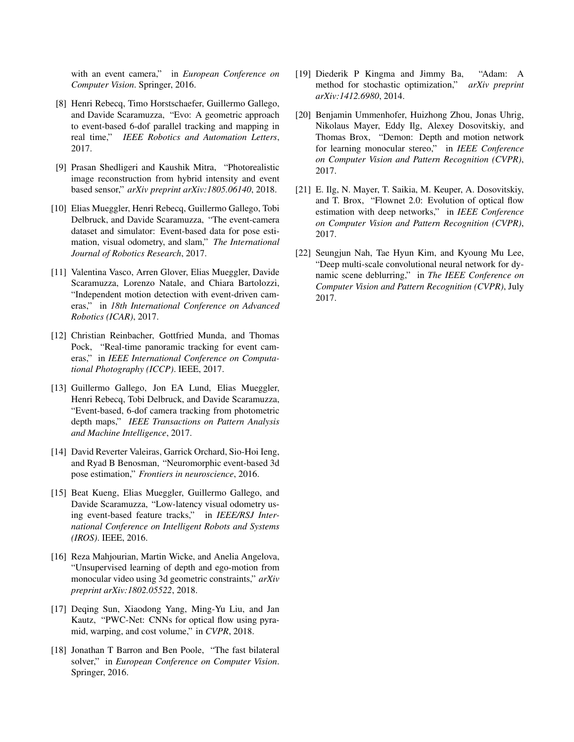with an event camera," in *European Conference on Computer Vision*. Springer, 2016.

[8] Henri Rebecq, Timo Horstschaefer, Guillermo Gallego, and Davide Scaramuzza, "Evo: A geometric approach to event-based 6-dof parallel tracking and mapping in real time," *IEEE Robotics and Automation Letters*, 2017.

[9] Prasan Shedligeri and Kaushik Mitra, "Photorealistic image reconstruction from hybrid intensity and event based sensor," *arXiv preprint arXiv:1805.06140*, 2018.

[10] Elias Mueggler, Henri Rebecq, Guillermo Gallego, Tobi Delbruck, and Davide Scaramuzza, "The event-camera dataset and simulator: Event-based data for pose estimation, visual odometry, and slam," *The International Journal of Robotics Research*, 2017.

[11] Valentina Vasco, Arren Glover, Elias Mueggler, Davide Scaramuzza, Lorenzo Natale, and Chiara Bartolozzi, "Independent motion detection with event-driven cameras," in *18th International Conference on Advanced Robotics (ICAR)*, 2017.

[12] Christian Reinbacher, Gottfried Munda, and Thomas Pock, "Real-time panoramic tracking for event cameras," in *IEEE International Conference on Computational Photography (ICCP)*. IEEE, 2017.

[13] Guillermo Gallego, Jon EA Lund, Elias Mueggler, Henri Rebecq, Tobi Delbruck, and Davide Scaramuzza, "Event-based, 6-dof camera tracking from photometric depth maps," *IEEE Transactions on Pattern Analysis and Machine Intelligence*, 2017.

[14] David Reverter Valeiras, Garrick Orchard, Sio-Hoi Ieng, and Ryad B Benosman, "Neuromorphic event-based 3d pose estimation," *Frontiers in neuroscience*, 2016.

[15] Beat Kueng, Elias Mueggler, Guillermo Gallego, and Davide Scaramuzza, "Low-latency visual odometry using event-based feature tracks," in *IEEE/RSJ International Conference on Intelligent Robots and Systems (IROS)*. IEEE, 2016.

[16] Reza Mahjourian, Martin Wicke, and Anelia Angelova, "Unsupervised learning of depth and ego-motion from monocular video using 3d geometric constraints," *arXiv preprint arXiv:1802.05522*, 2018.

[17] Deqing Sun, Xiaodong Yang, Ming-Yu Liu, and Jan Kautz, "PWC-Net: CNNs for optical flow using pyramid, warping, and cost volume," in *CVPR*, 2018.

[18] Jonathan T Barron and Ben Poole, "The fast bilateral solver," in *European Conference on Computer Vision*. Springer, 2016.

[19] Diederik P Kingma and Jimmy Ba, "Adam: A method for stochastic optimization," *arXiv preprint arXiv:1412.6980*, 2014.

[20] Benjamin Ummenhofer, Huizhong Zhou, Jonas Uhrig, Nikolaus Mayer, Eddy Ilg, Alexey Dosovitskiy, and Thomas Brox, "Demon: Depth and motion network for learning monocular stereo," in *IEEE Conference on Computer Vision and Pattern Recognition (CVPR)*, 2017.

[21] E. Ilg, N. Mayer, T. Saikia, M. Keuper, A. Dosovitskiy, and T. Brox, "Flownet 2.0: Evolution of optical flow estimation with deep networks," in *IEEE Conference on Computer Vision and Pattern Recognition (CVPR)*, 2017.

[22] Seungjun Nah, Tae Hyun Kim, and Kyoung Mu Lee, "Deep multi-scale convolutional neural network for dynamic scene deblurring," in *The IEEE Conference on Computer Vision and Pattern Recognition (CVPR)*, July 2017.